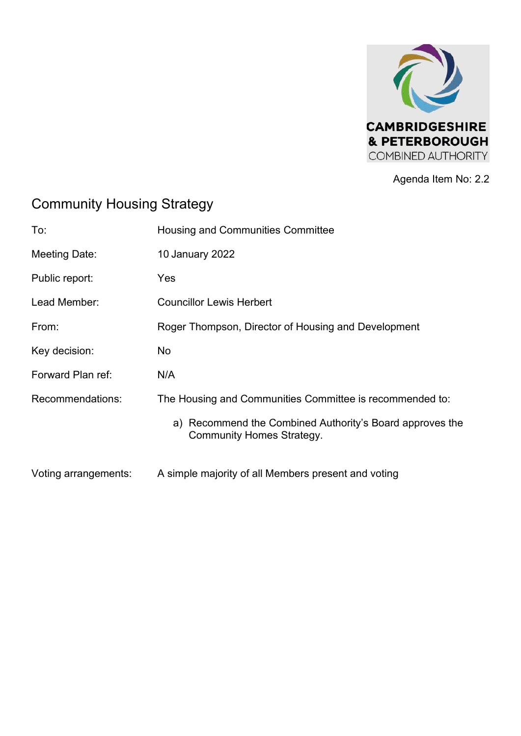CAMBRIDGESHIRE & PETERBOROUGH COMBINED AUTHORITY

Agenda Item No: 2.2

# Community Housing Strategy

| | |
|---|---|
| To: | Housing and Communities Committee |
| Meeting Date: | 10 January 2022 |
| Public report: | Yes |
| Lead Member: | Councillor Lewis Herbert |
| From: | Roger Thompson, Director of Housing and Development |
| Key decision: | No |
| Forward Plan ref: | N/A |
| Recommendations: | The Housing and Communities Committee is recommended to:<br><br>a) Recommend the Combined Authority's Board approves the Community Homes Strategy. |
| Voting arrangements: | A simple majority of all Members present and voting |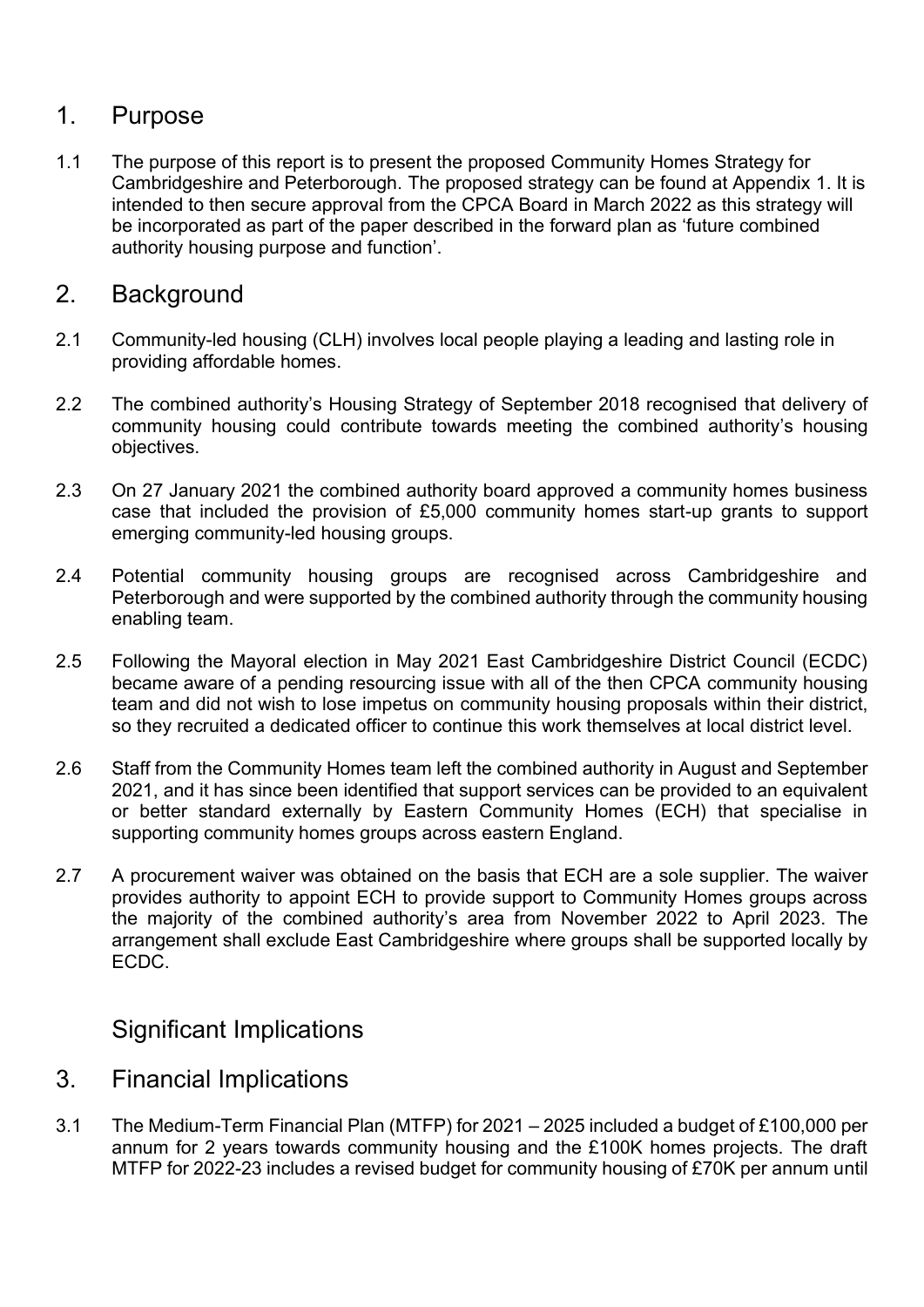## 1. Purpose

1.1 The purpose of this report is to present the proposed Community Homes Strategy for Cambridgeshire and Peterborough. The proposed strategy can be found at Appendix 1. It is intended to then secure approval from the CPCA Board in March 2022 as this strategy will be incorporated as part of the paper described in the forward plan as 'future combined authority housing purpose and function'.

## 2. Background

2.1 Community-led housing (CLH) involves local people playing a leading and lasting role in providing affordable homes.

2.2 The combined authority's Housing Strategy of September 2018 recognised that delivery of community housing could contribute towards meeting the combined authority's housing objectives.

2.3 On 27 January 2021 the combined authority board approved a community homes business case that included the provision of £5,000 community homes start-up grants to support emerging community-led housing groups.

2.4 Potential community housing groups are recognised across Cambridgeshire and Peterborough and were supported by the combined authority through the community housing enabling team.

2.5 Following the Mayoral election in May 2021 East Cambridgeshire District Council (ECDC) became aware of a pending resourcing issue with all of the then CPCA community housing team and did not wish to lose impetus on community housing proposals within their district, so they recruited a dedicated officer to continue this work themselves at local district level.

2.6 Staff from the Community Homes team left the combined authority in August and September 2021, and it has since been identified that support services can be provided to an equivalent or better standard externally by Eastern Community Homes (ECH) that specialise in supporting community homes groups across eastern England.

2.7 A procurement waiver was obtained on the basis that ECH are a sole supplier. The waiver provides authority to appoint ECH to provide support to Community Homes groups across the majority of the combined authority's area from November 2022 to April 2023. The arrangement shall exclude East Cambridgeshire where groups shall be supported locally by ECDC.

## Significant Implications

## 3. Financial Implications

3.1 The Medium-Term Financial Plan (MTFP) for 2021 – 2025 included a budget of £100,000 per annum for 2 years towards community housing and the £100K homes projects. The draft MTFP for 2022-23 includes a revised budget for community housing of £70K per annum until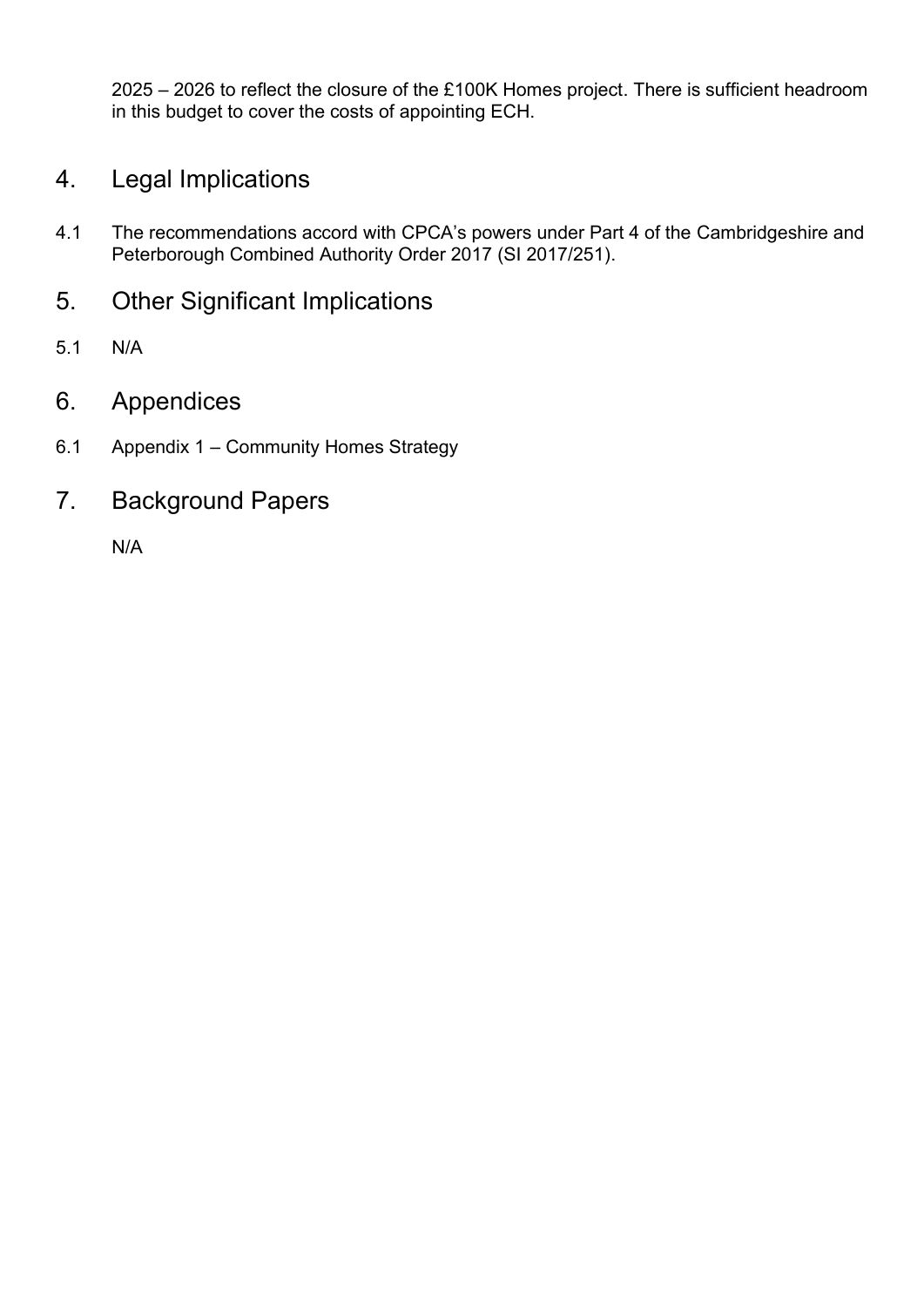2025 – 2026 to reflect the closure of the £100K Homes project. There is sufficient headroom in this budget to cover the costs of appointing ECH.

## 4. Legal Implications

4.1 The recommendations accord with CPCA's powers under Part 4 of the Cambridgeshire and Peterborough Combined Authority Order 2017 (SI 2017/251).

## 5. Other Significant Implications

5.1 N/A

## 6. Appendices

6.1 Appendix 1 – Community Homes Strategy

## 7. Background Papers

N/A